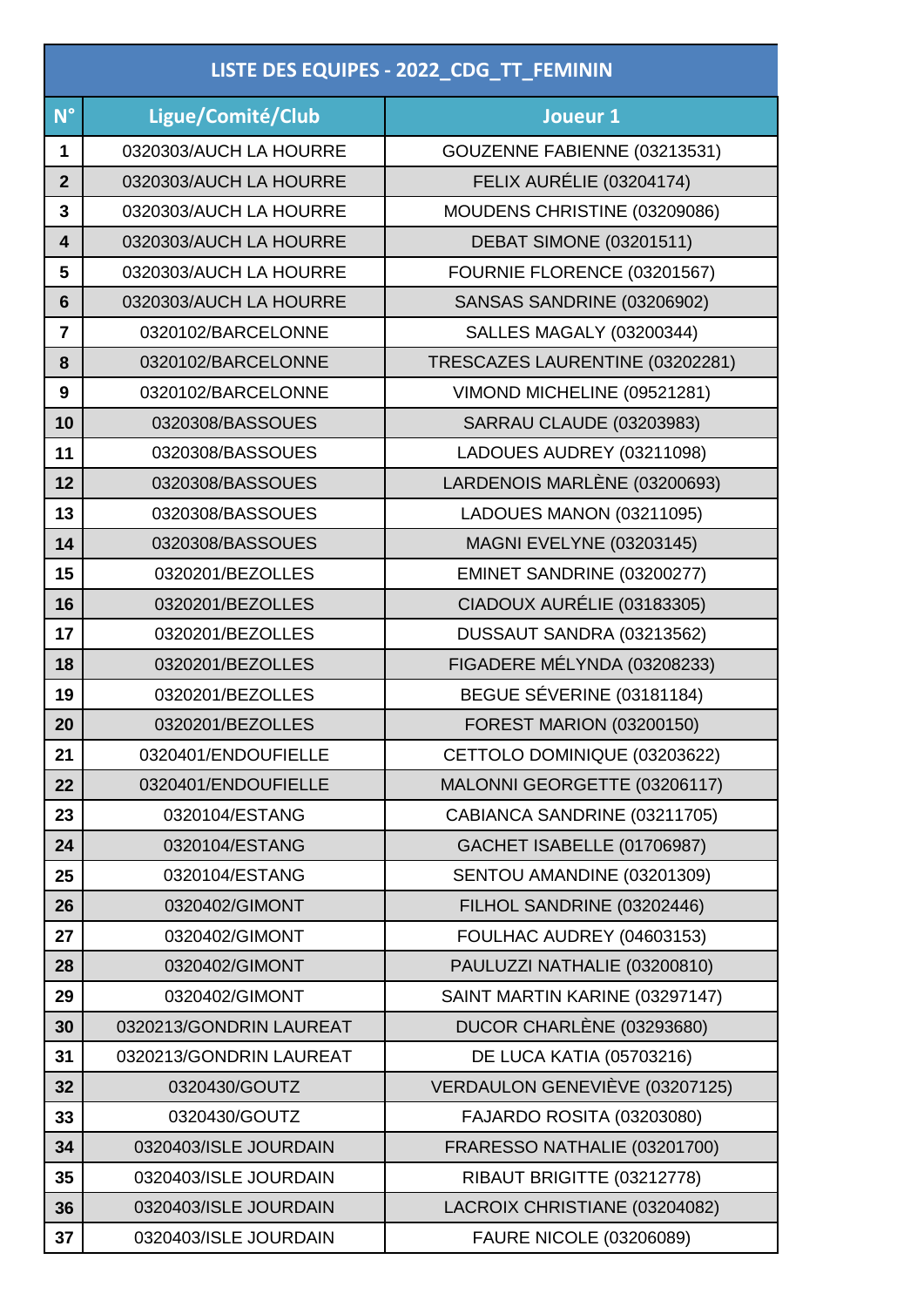| LISTE DES EQUIPES - 2022_CDG_TT_FEMININ | | |
|---|---|---|
| N° | Ligue/Comité/Club | Joueur 1 |
| 1 | 0320303/AUCH LA HOURRE | GOUZENNE FABIENNE (03213531) |
| 2 | 0320303/AUCH LA HOURRE | FELIX AURÉLIE (03204174) |
| 3 | 0320303/AUCH LA HOURRE | MOUDENS CHRISTINE (03209086) |
| 4 | 0320303/AUCH LA HOURRE | DEBAT SIMONE (03201511) |
| 5 | 0320303/AUCH LA HOURRE | FOURNIE FLORENCE (03201567) |
| 6 | 0320303/AUCH LA HOURRE | SANSAS SANDRINE (03206902) |
| 7 | 0320102/BARCELONNE | SALLES MAGALY (03200344) |
| 8 | 0320102/BARCELONNE | TRESCAZES LAURENTINE (03202281) |
| 9 | 0320102/BARCELONNE | VIMOND MICHELINE (09521281) |
| 10 | 0320308/BASSOUES | SARRAU CLAUDE (03203983) |
| 11 | 0320308/BASSOUES | LADOUES AUDREY (03211098) |
| 12 | 0320308/BASSOUES | LARDENOIS MARLÈNE (03200693) |
| 13 | 0320308/BASSOUES | LADOUES MANON (03211095) |
| 14 | 0320308/BASSOUES | MAGNI EVELYNE (03203145) |
| 15 | 0320201/BEZOLLES | EMINET SANDRINE (03200277) |
| 16 | 0320201/BEZOLLES | CIADOUX AURÉLIE (03183305) |
| 17 | 0320201/BEZOLLES | DUSSAUT SANDRA (03213562) |
| 18 | 0320201/BEZOLLES | FIGADERE MÉLYNDA (03208233) |
| 19 | 0320201/BEZOLLES | BEGUE SÉVERINE (03181184) |
| 20 | 0320201/BEZOLLES | FOREST MARION (03200150) |
| 21 | 0320401/ENDOUFIELLE | CETTOLO DOMINIQUE (03203622) |
| 22 | 0320401/ENDOUFIELLE | MALONNI GEORGETTE (03206117) |
| 23 | 0320104/ESTANG | CABIANCA SANDRINE (03211705) |
| 24 | 0320104/ESTANG | GACHET ISABELLE (01706987) |
| 25 | 0320104/ESTANG | SENTOU AMANDINE (03201309) |
| 26 | 0320402/GIMONT | FILHOL SANDRINE (03202446) |
| 27 | 0320402/GIMONT | FOULHAC AUDREY (04603153) |
| 28 | 0320402/GIMONT | PAULUZZI NATHALIE (03200810) |
| 29 | 0320402/GIMONT | SAINT MARTIN KARINE (03297147) |
| 30 | 0320213/GONDRIN LAUREAT | DUCOR CHARLÈNE (03293680) |
| 31 | 0320213/GONDRIN LAUREAT | DE LUCA KATIA (05703216) |
| 32 | 0320430/GOUTZ | VERDAULON GENEVIÈVE (03207125) |
| 33 | 0320430/GOUTZ | FAJARDO ROSITA (03203080) |
| 34 | 0320403/ISLE JOURDAIN | FRARESSO NATHALIE (03201700) |
| 35 | 0320403/ISLE JOURDAIN | RIBAUT BRIGITTE (03212778) |
| 36 | 0320403/ISLE JOURDAIN | LACROIX CHRISTIANE (03204082) |
| 37 | 0320403/ISLE JOURDAIN | FAURE NICOLE (03206089) |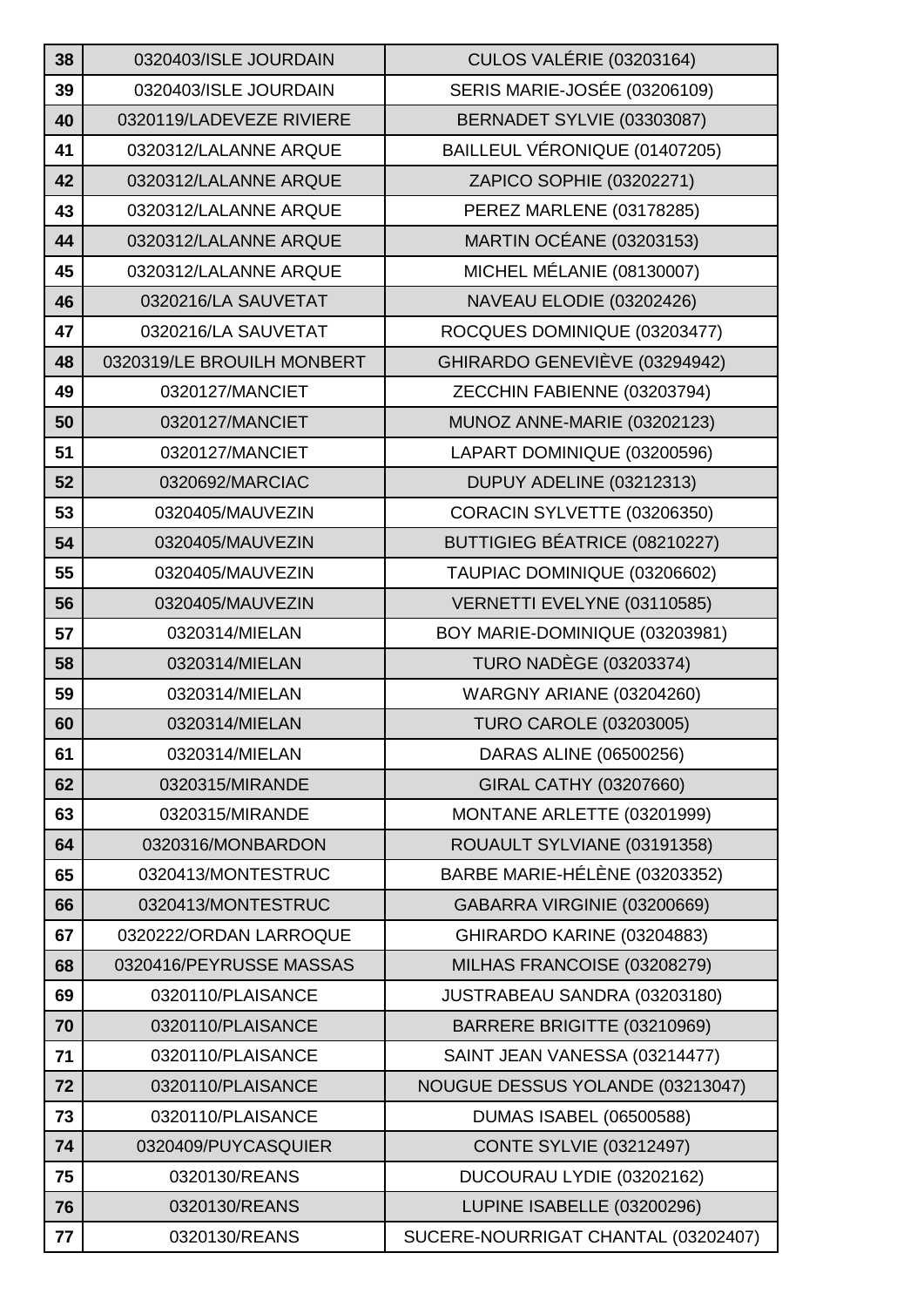| | | |
|---|---|---|
| 38 | 0320403/ISLE JOURDAIN | CULOS VALÉRIE (03203164) |
| 39 | 0320403/ISLE JOURDAIN | SERIS MARIE-JOSÉE (03206109) |
| 40 | 0320119/LADEVEZE RIVIERE | BERNADET SYLVIE (03303087) |
| 41 | 0320312/LALANNE ARQUE | BAILLEUL VÉRONIQUE (01407205) |
| 42 | 0320312/LALANNE ARQUE | ZAPICO SOPHIE (03202271) |
| 43 | 0320312/LALANNE ARQUE | PEREZ MARLENE (03178285) |
| 44 | 0320312/LALANNE ARQUE | MARTIN OCÉANE (03203153) |
| 45 | 0320312/LALANNE ARQUE | MICHEL MÉLANIE (08130007) |
| 46 | 0320216/LA SAUVETAT | NAVEAU ELODIE (03202426) |
| 47 | 0320216/LA SAUVETAT | ROCQUES DOMINIQUE (03203477) |
| 48 | 0320319/LE BROUILH MONBERT | GHIRARDO GENEVIÈVE (03294942) |
| 49 | 0320127/MANCIET | ZECCHIN FABIENNE (03203794) |
| 50 | 0320127/MANCIET | MUNOZ ANNE-MARIE (03202123) |
| 51 | 0320127/MANCIET | LAPART DOMINIQUE (03200596) |
| 52 | 0320692/MARCIAC | DUPUY ADELINE (03212313) |
| 53 | 0320405/MAUVEZIN | CORACIN SYLVETTE (03206350) |
| 54 | 0320405/MAUVEZIN | BUTTIGIEG BÉATRICE (08210227) |
| 55 | 0320405/MAUVEZIN | TAUPIAC DOMINIQUE (03206602) |
| 56 | 0320405/MAUVEZIN | VERNETTI EVELYNE (03110585) |
| 57 | 0320314/MIELAN | BOY MARIE-DOMINIQUE (03203981) |
| 58 | 0320314/MIELAN | TURO NADÈGE (03203374) |
| 59 | 0320314/MIELAN | WARGNY ARIANE (03204260) |
| 60 | 0320314/MIELAN | TURO CAROLE (03203005) |
| 61 | 0320314/MIELAN | DARAS ALINE (06500256) |
| 62 | 0320315/MIRANDE | GIRAL CATHY (03207660) |
| 63 | 0320315/MIRANDE | MONTANE ARLETTE (03201999) |
| 64 | 0320316/MONBARDON | ROUAULT SYLVIANE (03191358) |
| 65 | 0320413/MONTESTRUC | BARBE MARIE-HÉLÈNE (03203352) |
| 66 | 0320413/MONTESTRUC | GABARRA VIRGINIE (03200669) |
| 67 | 0320222/ORDAN LARROQUE | GHIRARDO KARINE (03204883) |
| 68 | 0320416/PEYRUSSE MASSAS | MILHAS FRANCOISE (03208279) |
| 69 | 0320110/PLAISANCE | JUSTRABEAU SANDRA (03203180) |
| 70 | 0320110/PLAISANCE | BARRERE BRIGITTE (03210969) |
| 71 | 0320110/PLAISANCE | SAINT JEAN VANESSA (03214477) |
| 72 | 0320110/PLAISANCE | NOUGUE DESSUS YOLANDE (03213047) |
| 73 | 0320110/PLAISANCE | DUMAS ISABEL (06500588) |
| 74 | 0320409/PUYCASQUIER | CONTE SYLVIE (03212497) |
| 75 | 0320130/REANS | DUCOURAU LYDIE (03202162) |
| 76 | 0320130/REANS | LUPINE ISABELLE (03200296) |
| 77 | 0320130/REANS | SUCERE-NOURRIGAT CHANTAL (03202407) |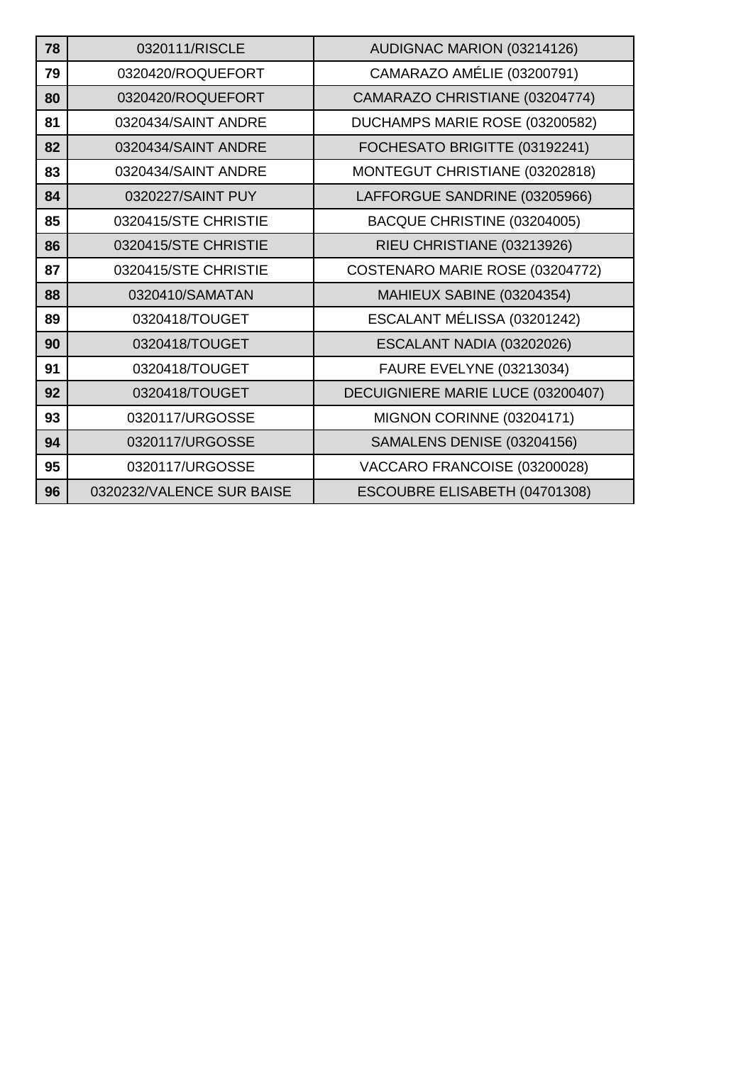| | | |
|---|---|---|
| **78** | 0320111/RISCLE | AUDIGNAC MARION (03214126) |
| **79** | 0320420/ROQUEFORT | CAMARAZO AMÉLIE (03200791) |
| **80** | 0320420/ROQUEFORT | CAMARAZO CHRISTIANE (03204774) |
| **81** | 0320434/SAINT ANDRE | DUCHAMPS MARIE ROSE (03200582) |
| **82** | 0320434/SAINT ANDRE | FOCHESATO BRIGITTE (03192241) |
| **83** | 0320434/SAINT ANDRE | MONTEGUT CHRISTIANE (03202818) |
| **84** | 0320227/SAINT PUY | LAFFORGUE SANDRINE (03205966) |
| **85** | 0320415/STE CHRISTIE | BACQUE CHRISTINE (03204005) |
| **86** | 0320415/STE CHRISTIE | RIEU CHRISTIANE (03213926) |
| **87** | 0320415/STE CHRISTIE | COSTENARO MARIE ROSE (03204772) |
| **88** | 0320410/SAMATAN | MAHIEUX SABINE (03204354) |
| **89** | 0320418/TOUGET | ESCALANT MÉLISSA (03201242) |
| **90** | 0320418/TOUGET | ESCALANT NADIA (03202026) |
| **91** | 0320418/TOUGET | FAURE EVELYNE (03213034) |
| **92** | 0320418/TOUGET | DECUIGNIERE MARIE LUCE (03200407) |
| **93** | 0320117/URGOSSE | MIGNON CORINNE (03204171) |
| **94** | 0320117/URGOSSE | SAMALENS DENISE (03204156) |
| **95** | 0320117/URGOSSE | VACCARO FRANCOISE (03200028) |
| **96** | 0320232/VALENCE SUR BAISE | ESCOUBRE ELISABETH (04701308) |